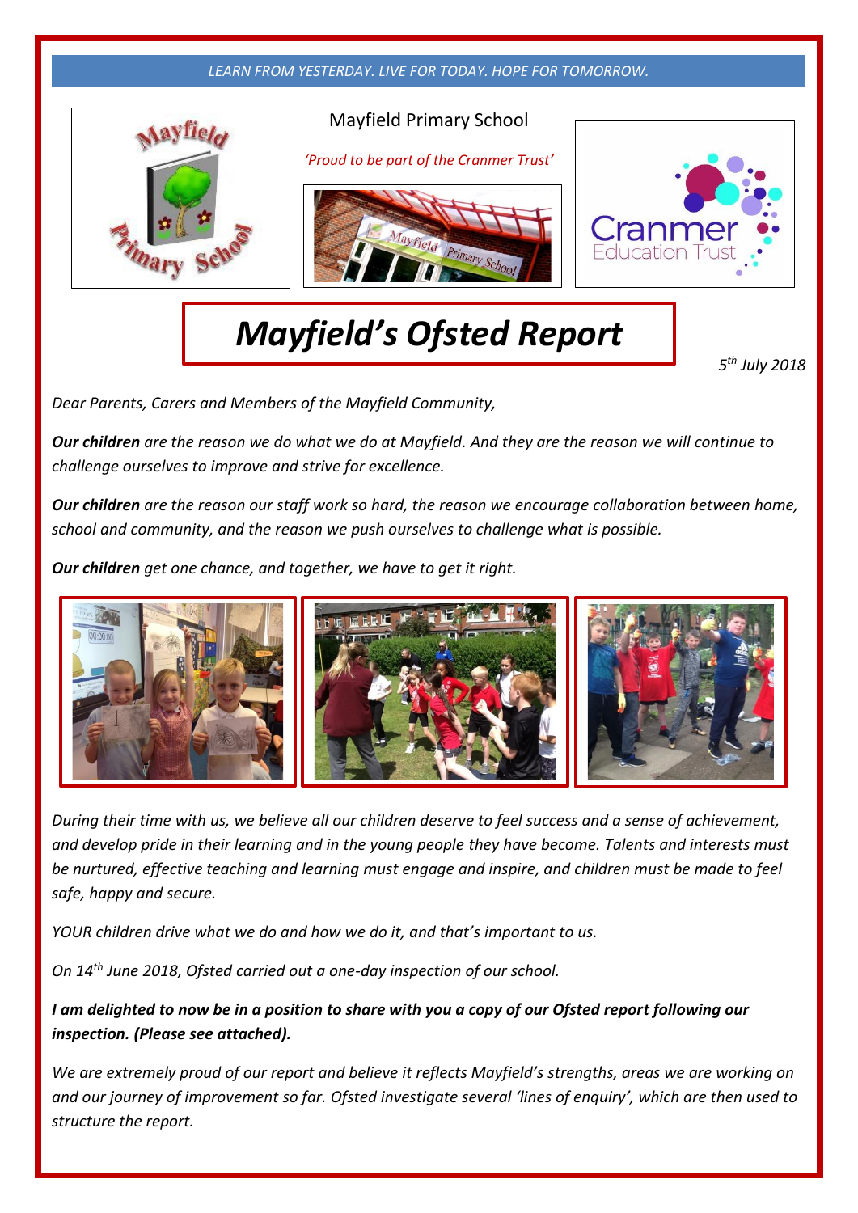*LEARN FROM YESTERDAY. LIVE FOR TODAY. HOPE FOR TOMORROW.*

Mayfield Primary School

*'Proud to be part of the Cranmer Trust'*

# *Mayfield's Ofsted Report*

*5th July 2018*

*Dear Parents, Carers and Members of the Mayfield Community,*

***Our children** are the reason we do what we do at Mayfield. And they are the reason we will continue to challenge ourselves to improve and strive for excellence.*

***Our children** are the reason our staff work so hard, the reason we encourage collaboration between home, school and community, and the reason we push ourselves to challenge what is possible.*

***Our children** get one chance, and together, we have to get it right.*

*During their time with us, we believe all our children deserve to feel success and a sense of achievement, and develop pride in their learning and in the young people they have become. Talents and interests must be nurtured, effective teaching and learning must engage and inspire, and children must be made to feel safe, happy and secure.*

*YOUR children drive what we do and how we do it, and that's important to us.*

*On 14th June 2018, Ofsted carried out a one-day inspection of our school.*

***I am delighted to now be in a position to share with you a copy of our Ofsted report following our inspection. (Please see attached).***

*We are extremely proud of our report and believe it reflects Mayfield's strengths, areas we are working on and our journey of improvement so far. Ofsted investigate several 'lines of enquiry', which are then used to structure the report.*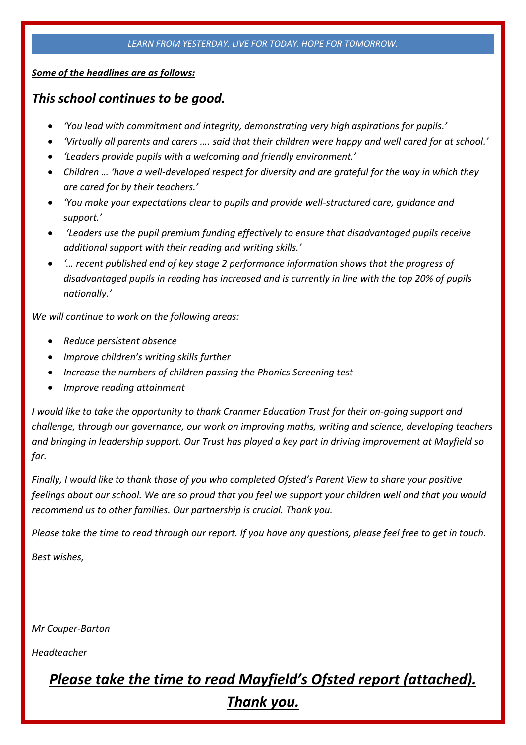*LEARN FROM YESTERDAY. LIVE FOR TODAY. HOPE FOR TOMORROW.*

***<u>Some of the headlines are as follows:</u>***

## *This school continues to be good.*

- *'You lead with commitment and integrity, demonstrating very high aspirations for pupils.'*
- *'Virtually all parents and carers …. said that their children were happy and well cared for at school.'*
- *'Leaders provide pupils with a welcoming and friendly environment.'*
- *Children … 'have a well-developed respect for diversity and are grateful for the way in which they are cared for by their teachers.'*
- *'You make your expectations clear to pupils and provide well-structured care, guidance and support.'*
- *'Leaders use the pupil premium funding effectively to ensure that disadvantaged pupils receive additional support with their reading and writing skills.'*
- *'… recent published end of key stage 2 performance information shows that the progress of disadvantaged pupils in reading has increased and is currently in line with the top 20% of pupils nationally.'*

*We will continue to work on the following areas:*

- *Reduce persistent absence*
- *Improve children's writing skills further*
- *Increase the numbers of children passing the Phonics Screening test*
- *Improve reading attainment*

*I would like to take the opportunity to thank Cranmer Education Trust for their on-going support and challenge, through our governance, our work on improving maths, writing and science, developing teachers and bringing in leadership support. Our Trust has played a key part in driving improvement at Mayfield so far.*

*Finally, I would like to thank those of you who completed Ofsted's Parent View to share your positive feelings about our school. We are so proud that you feel we support your children well and that you would recommend us to other families. Our partnership is crucial. Thank you.*

*Please take the time to read through our report. If you have any questions, please feel free to get in touch.*

*Best wishes,*

*Mr Couper-Barton*

*Headteacher*

## ***<u>Please take the time to read Mayfield's Ofsted report (attached). Thank you.</u>***